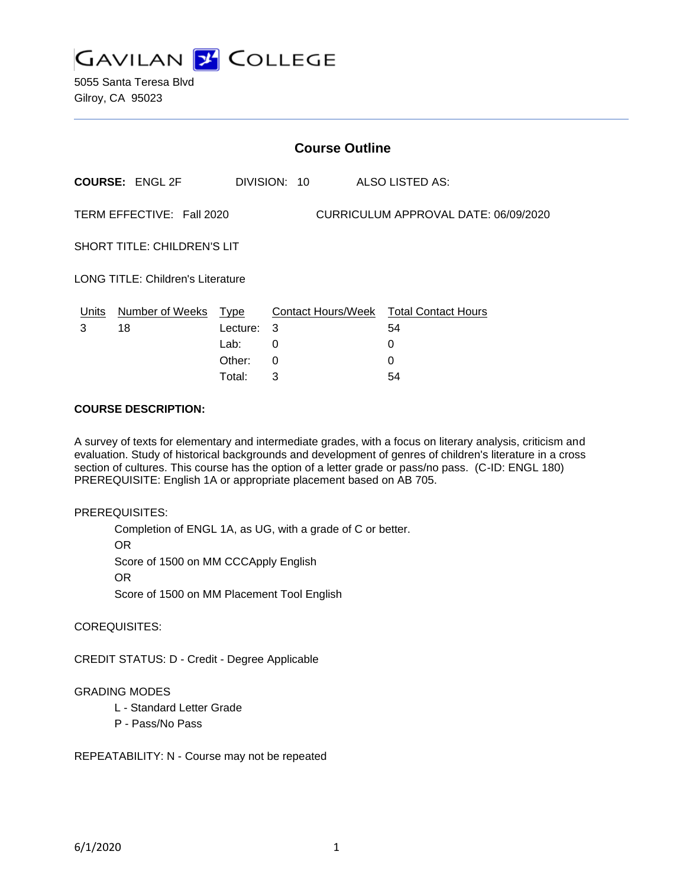# GAVILAN COLLEGE

5055 Santa Teresa Blvd
Gilroy, CA 95023

## Course Outline

**COURSE:** ENGL 2F DIVISION: 10 ALSO LISTED AS:

TERM EFFECTIVE: Fall 2020 CURRICULUM APPROVAL DATE: 06/09/2020

SHORT TITLE: CHILDREN'S LIT

LONG TITLE: Children's Literature

| Units | Number of Weeks | Type | Contact Hours/Week | Total Contact Hours |
|---|---|---|---|---|
| 3 | 18 | Lecture: | 3 | 54 |
| | | Lab: | 0 | 0 |
| | | Other: | 0 | 0 |
| | | Total: | 3 | 54 |

**COURSE DESCRIPTION:**

A survey of texts for elementary and intermediate grades, with a focus on literary analysis, criticism and evaluation. Study of historical backgrounds and development of genres of children's literature in a cross section of cultures. This course has the option of a letter grade or pass/no pass. (C-ID: ENGL 180) PREREQUISITE: English 1A or appropriate placement based on AB 705.

PREREQUISITES:

Completion of ENGL 1A, as UG, with a grade of C or better.
OR
Score of 1500 on MM CCCApply English
OR
Score of 1500 on MM Placement Tool English

COREQUISITES:

CREDIT STATUS: D - Credit - Degree Applicable

GRADING MODES

L - Standard Letter Grade
P - Pass/No Pass

REPEATABILITY: N - Course may not be repeated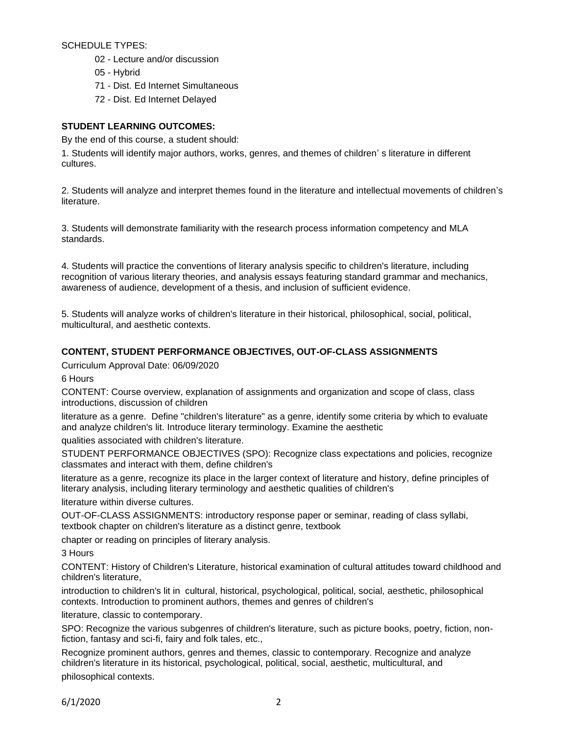SCHEDULE TYPES:

- 02 - Lecture and/or discussion
- 05 - Hybrid
- 71 - Dist. Ed Internet Simultaneous
- 72 - Dist. Ed Internet Delayed

**STUDENT LEARNING OUTCOMES:**

By the end of this course, a student should:

1. Students will identify major authors, works, genres, and themes of children' s literature in different cultures.

2. Students will analyze and interpret themes found in the literature and intellectual movements of children's literature.

3. Students will demonstrate familiarity with the research process information competency and MLA standards.

4. Students will practice the conventions of literary analysis specific to children's literature, including recognition of various literary theories, and analysis essays featuring standard grammar and mechanics, awareness of audience, development of a thesis, and inclusion of sufficient evidence.

5. Students will analyze works of children's literature in their historical, philosophical, social, political, multicultural, and aesthetic contexts.

**CONTENT, STUDENT PERFORMANCE OBJECTIVES, OUT-OF-CLASS ASSIGNMENTS**

Curriculum Approval Date: 06/09/2020

6 Hours

CONTENT: Course overview, explanation of assignments and organization and scope of class, class introductions, discussion of children
literature as a genre. Define "children's literature" as a genre, identify some criteria by which to evaluate and analyze children's lit. Introduce literary terminology. Examine the aesthetic
qualities associated with children's literature.

STUDENT PERFORMANCE OBJECTIVES (SPO): Recognize class expectations and policies, recognize classmates and interact with them, define children's
literature as a genre, recognize its place in the larger context of literature and history, define principles of literary analysis, including literary terminology and aesthetic qualities of children's
literature within diverse cultures.

OUT-OF-CLASS ASSIGNMENTS: introductory response paper or seminar, reading of class syllabi, textbook chapter on children's literature as a distinct genre, textbook
chapter or reading on principles of literary analysis.

3 Hours

CONTENT: History of Children's Literature, historical examination of cultural attitudes toward childhood and children's literature,
introduction to children's lit in cultural, historical, psychological, political, social, aesthetic, philosophical contexts. Introduction to prominent authors, themes and genres of children's
literature, classic to contemporary.

SPO: Recognize the various subgenres of children's literature, such as picture books, poetry, fiction, non-fiction, fantasy and sci-fi, fairy and folk tales, etc.,
Recognize prominent authors, genres and themes, classic to contemporary. Recognize and analyze children's literature in its historical, psychological, political, social, aesthetic, multicultural, and philosophical contexts.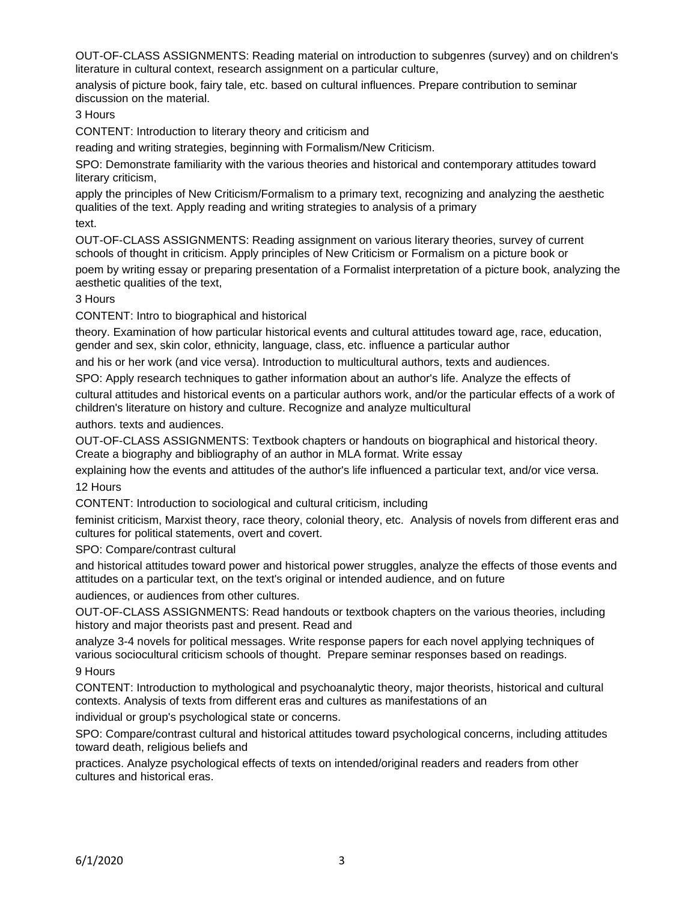OUT-OF-CLASS ASSIGNMENTS: Reading material on introduction to subgenres (survey) and on children's literature in cultural context, research assignment on a particular culture, analysis of picture book, fairy tale, etc. based on cultural influences. Prepare contribution to seminar discussion on the material.

3 Hours

CONTENT: Introduction to literary theory and criticism and reading and writing strategies, beginning with Formalism/New Criticism.

SPO: Demonstrate familiarity with the various theories and historical and contemporary attitudes toward literary criticism, apply the principles of New Criticism/Formalism to a primary text, recognizing and analyzing the aesthetic qualities of the text. Apply reading and writing strategies to analysis of a primary text.

OUT-OF-CLASS ASSIGNMENTS: Reading assignment on various literary theories, survey of current schools of thought in criticism. Apply principles of New Criticism or Formalism on a picture book or poem by writing essay or preparing presentation of a Formalist interpretation of a picture book, analyzing the aesthetic qualities of the text,

3 Hours

CONTENT: Intro to biographical and historical theory. Examination of how particular historical events and cultural attitudes toward age, race, education, gender and sex, skin color, ethnicity, language, class, etc. influence a particular author and his or her work (and vice versa). Introduction to multicultural authors, texts and audiences.

SPO: Apply research techniques to gather information about an author's life. Analyze the effects of cultural attitudes and historical events on a particular authors work, and/or the particular effects of a work of children's literature on history and culture. Recognize and analyze multicultural authors. texts and audiences.

OUT-OF-CLASS ASSIGNMENTS: Textbook chapters or handouts on biographical and historical theory. Create a biography and bibliography of an author in MLA format. Write essay explaining how the events and attitudes of the author's life influenced a particular text, and/or vice versa.

12 Hours

CONTENT: Introduction to sociological and cultural criticism, including feminist criticism, Marxist theory, race theory, colonial theory, etc. Analysis of novels from different eras and cultures for political statements, overt and covert.

SPO: Compare/contrast cultural and historical attitudes toward power and historical power struggles, analyze the effects of those events and attitudes on a particular text, on the text's original or intended audience, and on future audiences, or audiences from other cultures.

OUT-OF-CLASS ASSIGNMENTS: Read handouts or textbook chapters on the various theories, including history and major theorists past and present. Read and analyze 3-4 novels for political messages. Write response papers for each novel applying techniques of various sociocultural criticism schools of thought. Prepare seminar responses based on readings.

9 Hours

CONTENT: Introduction to mythological and psychoanalytic theory, major theorists, historical and cultural contexts. Analysis of texts from different eras and cultures as manifestations of an individual or group's psychological state or concerns.

SPO: Compare/contrast cultural and historical attitudes toward psychological concerns, including attitudes toward death, religious beliefs and practices. Analyze psychological effects of texts on intended/original readers and readers from other cultures and historical eras.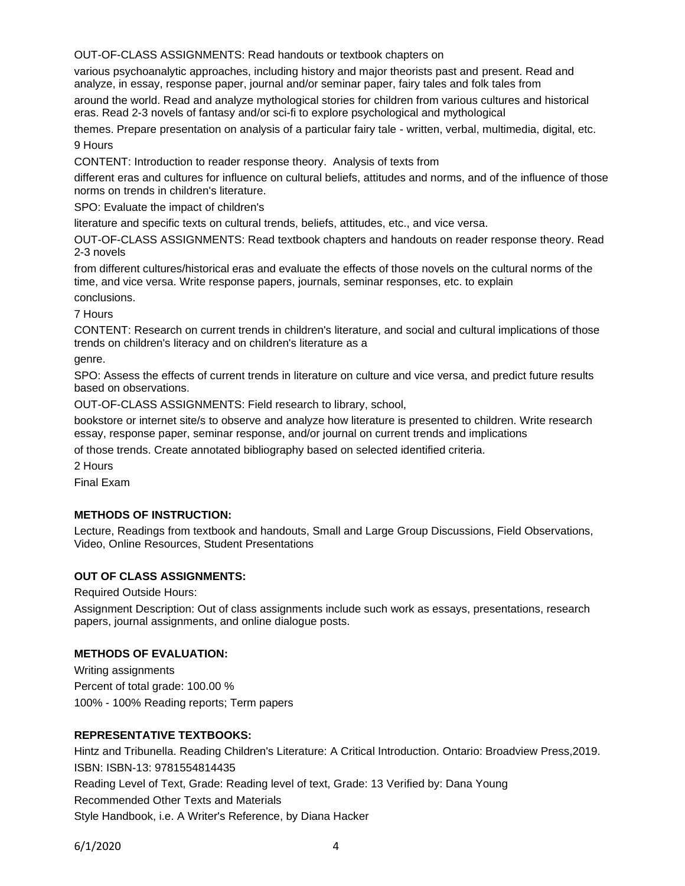OUT-OF-CLASS ASSIGNMENTS: Read handouts or textbook chapters on various psychoanalytic approaches, including history and major theorists past and present. Read and analyze, in essay, response paper, journal and/or seminar paper, fairy tales and folk tales from around the world. Read and analyze mythological stories for children from various cultures and historical eras. Read 2-3 novels of fantasy and/or sci-fi to explore psychological and mythological themes. Prepare presentation on analysis of a particular fairy tale - written, verbal, multimedia, digital, etc.

9 Hours

CONTENT: Introduction to reader response theory. Analysis of texts from different eras and cultures for influence on cultural beliefs, attitudes and norms, and of the influence of those norms on trends in children's literature.

SPO: Evaluate the impact of children's literature and specific texts on cultural trends, beliefs, attitudes, etc., and vice versa.

OUT-OF-CLASS ASSIGNMENTS: Read textbook chapters and handouts on reader response theory. Read 2-3 novels from different cultures/historical eras and evaluate the effects of those novels on the cultural norms of the time, and vice versa. Write response papers, journals, seminar responses, etc. to explain conclusions.

7 Hours

CONTENT: Research on current trends in children's literature, and social and cultural implications of those trends on children's literacy and on children's literature as a genre.

SPO: Assess the effects of current trends in literature on culture and vice versa, and predict future results based on observations.

OUT-OF-CLASS ASSIGNMENTS: Field research to library, school, bookstore or internet site/s to observe and analyze how literature is presented to children. Write research essay, response paper, seminar response, and/or journal on current trends and implications of those trends. Create annotated bibliography based on selected identified criteria.

2 Hours

Final Exam

**METHODS OF INSTRUCTION:**

Lecture, Readings from textbook and handouts, Small and Large Group Discussions, Field Observations, Video, Online Resources, Student Presentations

**OUT OF CLASS ASSIGNMENTS:**

Required Outside Hours:

Assignment Description: Out of class assignments include such work as essays, presentations, research papers, journal assignments, and online dialogue posts.

**METHODS OF EVALUATION:**

Writing assignments

Percent of total grade: 100.00 %

100% - 100% Reading reports; Term papers

**REPRESENTATIVE TEXTBOOKS:**

Hintz and Tribunella. Reading Children's Literature: A Critical Introduction. Ontario: Broadview Press,2019.

ISBN: ISBN-13: 9781554814435

Reading Level of Text, Grade: Reading level of text, Grade: 13 Verified by: Dana Young

Recommended Other Texts and Materials

Style Handbook, i.e. A Writer's Reference, by Diana Hacker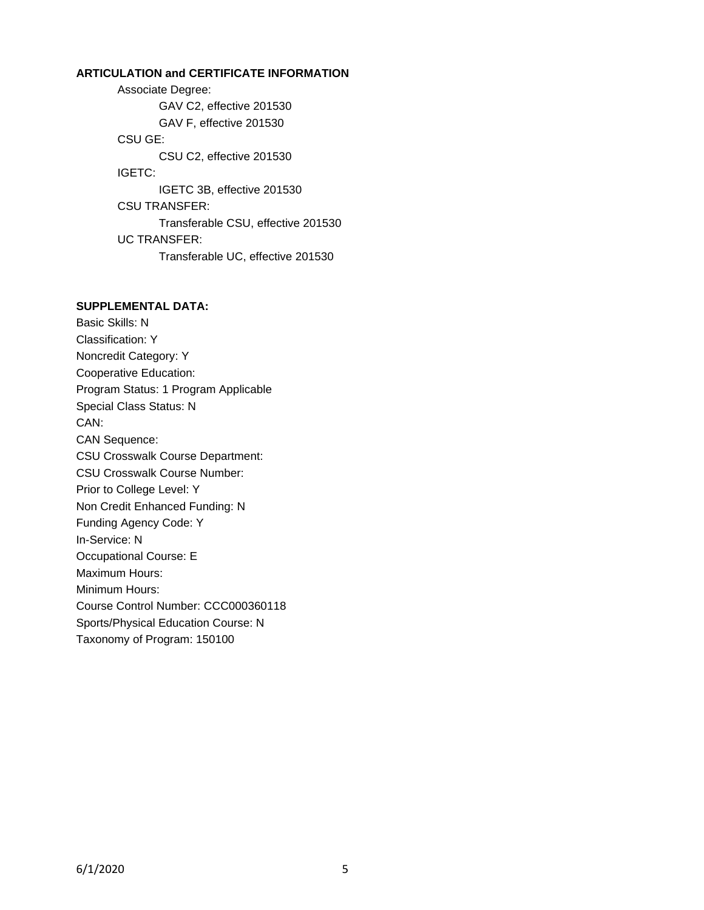**ARTICULATION and CERTIFICATE INFORMATION**

Associate Degree:

- GAV C2, effective 201530
- GAV F, effective 201530

CSU GE:

- CSU C2, effective 201530

IGETC:

- IGETC 3B, effective 201530

CSU TRANSFER:

- Transferable CSU, effective 201530

UC TRANSFER:

- Transferable UC, effective 201530

**SUPPLEMENTAL DATA:**

Basic Skills: N
Classification: Y
Noncredit Category: Y
Cooperative Education:
Program Status: 1 Program Applicable
Special Class Status: N
CAN:
CAN Sequence:
CSU Crosswalk Course Department:
CSU Crosswalk Course Number:
Prior to College Level: Y
Non Credit Enhanced Funding: N
Funding Agency Code: Y
In-Service: N
Occupational Course: E
Maximum Hours:
Minimum Hours:
Course Control Number: CCC000360118
Sports/Physical Education Course: N
Taxonomy of Program: 150100